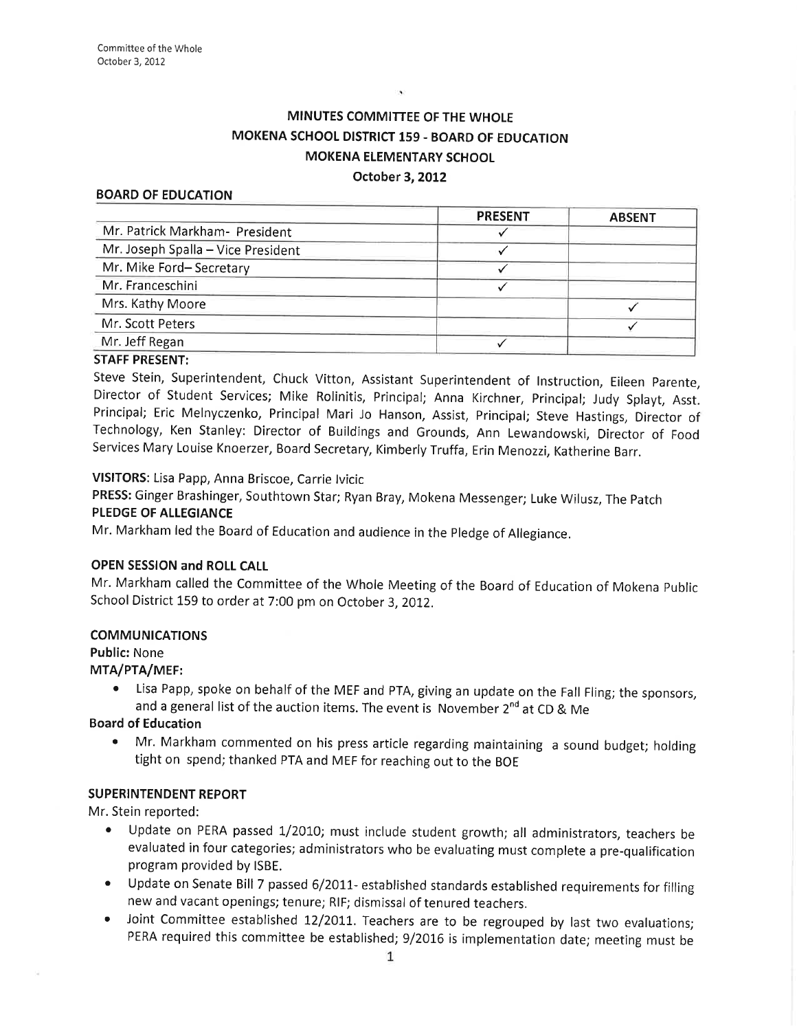# MINUTES COMMITTEE OF THE WHOLE
## MOKENA SCHOOL DISTRICT 159 - BOARD OF EDUCATION
## MOKENA ELEMENTARY SCHOOL
## October 3, 2012

### BOARD OF EDUCATION

| | PRESENT | ABSENT |
|---|---|---|
| Mr. Patrick Markham- President | ✓ | |
| Mr. Joseph Spalla – Vice President | ✓ | |
| Mr. Mike Ford– Secretary | ✓ | |
| Mr. Franceschini | ✓ | |
| Mrs. Kathy Moore | | ✓ |
| Mr. Scott Peters | | ✓ |
| Mr. Jeff Regan | ✓ | |

**STAFF PRESENT:**

Steve Stein, Superintendent, Chuck Vitton, Assistant Superintendent of Instruction, Eileen Parente, Director of Student Services; Mike Rolinitis, Principal; Anna Kirchner, Principal; Judy Splayt, Asst. Principal; Eric Melnyczenko, Principal Mari Jo Hanson, Assist, Principal; Steve Hastings, Director of Technology, Ken Stanley: Director of Buildings and Grounds, Ann Lewandowski, Director of Food Services Mary Louise Knoerzer, Board Secretary, Kimberly Truffa, Erin Menozzi, Katherine Barr.

**VISITORS**: Lisa Papp, Anna Briscoe, Carrie Ivicic

**PRESS:** Ginger Brashinger, Southtown Star; Ryan Bray, Mokena Messenger; Luke Wilusz, The Patch

**PLEDGE OF ALLEGIANCE**

Mr. Markham led the Board of Education and audience in the Pledge of Allegiance.

**OPEN SESSION and ROLL CALL**

Mr. Markham called the Committee of the Whole Meeting of the Board of Education of Mokena Public School District 159 to order at 7:00 pm on October 3, 2012.

**COMMUNICATIONS**

**Public:** None

**MTA/PTA/MEF:**

- Lisa Papp, spoke on behalf of the MEF and PTA, giving an update on the Fall Fling; the sponsors, and a general list of the auction items. The event is November 2nd at CD & Me

**Board of Education**

- Mr. Markham commented on his press article regarding maintaining a sound budget; holding tight on spend; thanked PTA and MEF for reaching out to the BOE

**SUPERINTENDENT REPORT**

Mr. Stein reported:

- Update on PERA passed 1/2010; must include student growth; all administrators, teachers be evaluated in four categories; administrators who be evaluating must complete a pre-qualification program provided by ISBE.
- Update on Senate Bill 7 passed 6/2011- established standards established requirements for filling new and vacant openings; tenure; RIF; dismissal of tenured teachers.
- Joint Committee established 12/2011. Teachers are to be regrouped by last two evaluations; PERA required this committee be established; 9/2016 is implementation date; meeting must be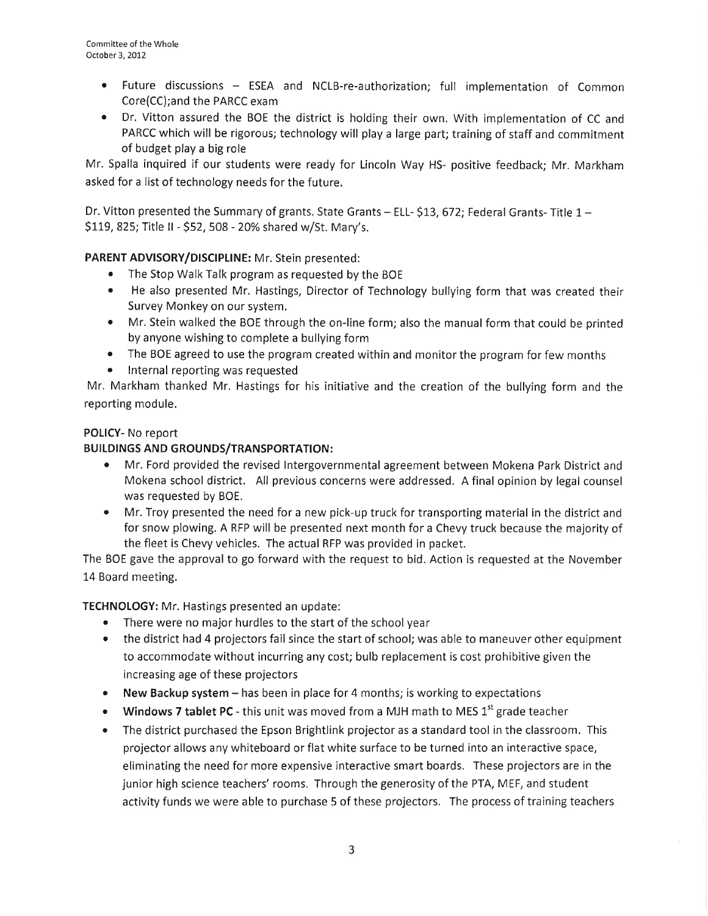- Future discussions – ESEA and NCLB-re-authorization; full implementation of Common Core(CC);and the PARCC exam
- Dr. Vitton assured the BOE the district is holding their own. With implementation of CC and PARCC which will be rigorous; technology will play a large part; training of staff and commitment of budget play a big role

Mr. Spalla inquired if our students were ready for Lincoln Way HS- positive feedback; Mr. Markham asked for a list of technology needs for the future.

Dr. Vitton presented the Summary of grants. State Grants – ELL- $13, 672; Federal Grants- Title 1 – $119, 825; Title II - $52, 508 - 20% shared w/St. Mary's.

**PARENT ADVISORY/DISCIPLINE:** Mr. Stein presented:

- The Stop Walk Talk program as requested by the BOE
- He also presented Mr. Hastings, Director of Technology bullying form that was created their Survey Monkey on our system.
- Mr. Stein walked the BOE through the on-line form; also the manual form that could be printed by anyone wishing to complete a bullying form
- The BOE agreed to use the program created within and monitor the program for few months
- Internal reporting was requested

Mr. Markham thanked Mr. Hastings for his initiative and the creation of the bullying form and the reporting module.

**POLICY**- No report

**BUILDINGS AND GROUNDS/TRANSPORTATION:**

- Mr. Ford provided the revised Intergovernmental agreement between Mokena Park District and Mokena school district. All previous concerns were addressed. A final opinion by legal counsel was requested by BOE.
- Mr. Troy presented the need for a new pick-up truck for transporting material in the district and for snow plowing. A RFP will be presented next month for a Chevy truck because the majority of the fleet is Chevy vehicles. The actual RFP was provided in packet.

The BOE gave the approval to go forward with the request to bid. Action is requested at the November 14 Board meeting.

**TECHNOLOGY:** Mr. Hastings presented an update:

- There were no major hurdles to the start of the school year
- the district had 4 projectors fail since the start of school; was able to maneuver other equipment to accommodate without incurring any cost; bulb replacement is cost prohibitive given the increasing age of these projectors
- **New Backup system** – has been in place for 4 months; is working to expectations
- **Windows 7 tablet PC** - this unit was moved from a MJH math to MES 1st grade teacher
- The district purchased the Epson Brightlink projector as a standard tool in the classroom. This projector allows any whiteboard or flat white surface to be turned into an interactive space, eliminating the need for more expensive interactive smart boards. These projectors are in the junior high science teachers' rooms. Through the generosity of the PTA, MEF, and student activity funds we were able to purchase 5 of these projectors. The process of training teachers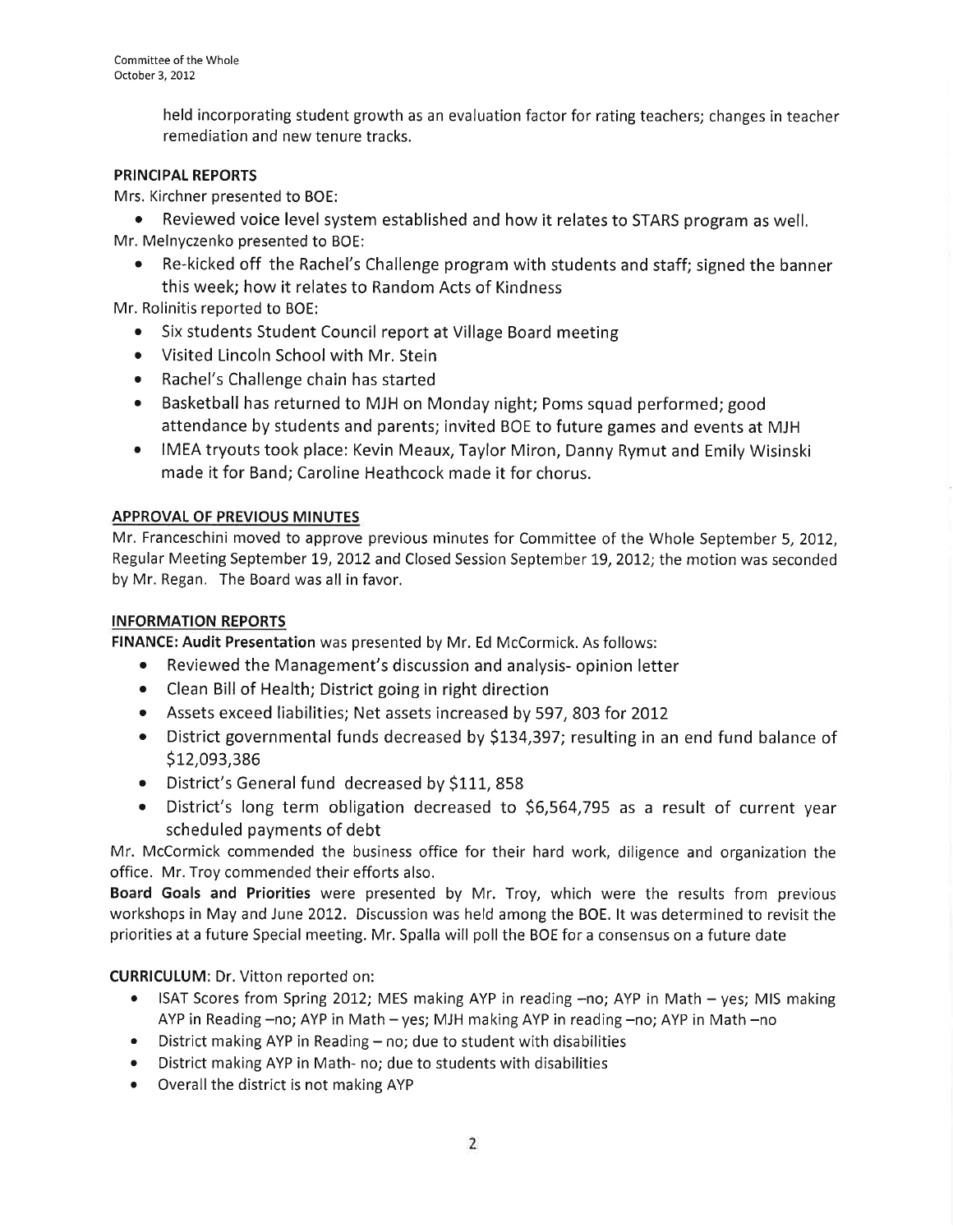held incorporating student growth as an evaluation factor for rating teachers; changes in teacher remediation and new tenure tracks.

**PRINCIPAL REPORTS**

Mrs. Kirchner presented to BOE:

- Reviewed voice level system established and how it relates to STARS program as well.

Mr. Melnyczenko presented to BOE:

- Re-kicked off the Rachel's Challenge program with students and staff; signed the banner this week; how it relates to Random Acts of Kindness

Mr. Rolinitis reported to BOE:

- Six students Student Council report at Village Board meeting
- Visited Lincoln School with Mr. Stein
- Rachel's Challenge chain has started
- Basketball has returned to MJH on Monday night; Poms squad performed; good attendance by students and parents; invited BOE to future games and events at MJH
- IMEA tryouts took place: Kevin Meaux, Taylor Miron, Danny Rymut and Emily Wisinski made it for Band; Caroline Heathcock made it for chorus.

**APPROVAL OF PREVIOUS MINUTES**

Mr. Franceschini moved to approve previous minutes for Committee of the Whole September 5, 2012, Regular Meeting September 19, 2012 and Closed Session September 19, 2012; the motion was seconded by Mr. Regan. The Board was all in favor.

**INFORMATION REPORTS**

**FINANCE: Audit Presentation** was presented by Mr. Ed McCormick. As follows:

- Reviewed the Management's discussion and analysis- opinion letter
- Clean Bill of Health; District going in right direction
- Assets exceed liabilities; Net assets increased by 597, 803 for 2012
- District governmental funds decreased by $134,397; resulting in an end fund balance of $12,093,386
- District's General fund decreased by $111, 858
- District's long term obligation decreased to $6,564,795 as a result of current year scheduled payments of debt

Mr. McCormick commended the business office for their hard work, diligence and organization the office. Mr. Troy commended their efforts also.

**Board Goals and Priorities** were presented by Mr. Troy, which were the results from previous workshops in May and June 2012. Discussion was held among the BOE. It was determined to revisit the priorities at a future Special meeting. Mr. Spalla will poll the BOE for a consensus on a future date

**CURRICULUM**: Dr. Vitton reported on:

- ISAT Scores from Spring 2012; MES making AYP in reading –no; AYP in Math – yes; MIS making AYP in Reading –no; AYP in Math – yes; MJH making AYP in reading –no; AYP in Math –no
- District making AYP in Reading – no; due to student with disabilities
- District making AYP in Math- no; due to students with disabilities
- Overall the district is not making AYP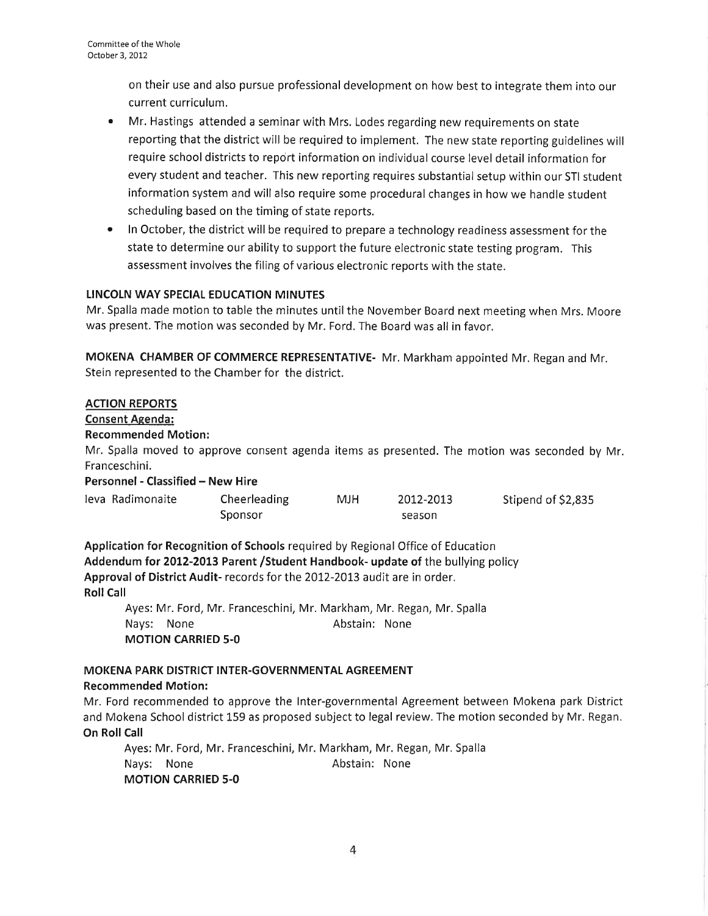on their use and also pursue professional development on how best to integrate them into our current curriculum.

- Mr. Hastings attended a seminar with Mrs. Lodes regarding new requirements on state reporting that the district will be required to implement. The new state reporting guidelines will require school districts to report information on individual course level detail information for every student and teacher. This new reporting requires substantial setup within our STI student information system and will also require some procedural changes in how we handle student scheduling based on the timing of state reports.
- In October, the district will be required to prepare a technology readiness assessment for the state to determine our ability to support the future electronic state testing program. This assessment involves the filing of various electronic reports with the state.

**LINCOLN WAY SPECIAL EDUCATION MINUTES**

Mr. Spalla made motion to table the minutes until the November Board next meeting when Mrs. Moore was present. The motion was seconded by Mr. Ford. The Board was all in favor.

**MOKENA CHAMBER OF COMMERCE REPRESENTATIVE-** Mr. Markham appointed Mr. Regan and Mr. Stein represented to the Chamber for the district.

**ACTION REPORTS**

**Consent Agenda:**

**Recommended Motion:**

Mr. Spalla moved to approve consent agenda items as presented. The motion was seconded by Mr. Franceschini.

**Personnel - Classified – New Hire**

| Ieva Radimonaite | Cheerleading Sponsor | MJH | 2012-2013 season | Stipend of $2,835 |
|---|---|---|---|---|

**Application for Recognition of Schools** required by Regional Office of Education

**Addendum for 2012-2013 Parent /Student Handbook- update of** the bullying policy

**Approval of District Audit-** records for the 2012-2013 audit are in order.

**Roll Call**

Ayes: Mr. Ford, Mr. Franceschini, Mr. Markham, Mr. Regan, Mr. Spalla

Nays: None Abstain: None

**MOTION CARRIED 5-0**

**MOKENA PARK DISTRICT INTER-GOVERNMENTAL AGREEMENT**

**Recommended Motion:**

Mr. Ford recommended to approve the Inter-governmental Agreement between Mokena park District and Mokena School district 159 as proposed subject to legal review. The motion seconded by Mr. Regan.

**On Roll Call**

Ayes: Mr. Ford, Mr. Franceschini, Mr. Markham, Mr. Regan, Mr. Spalla

Nays: None Abstain: None

**MOTION CARRIED 5-0**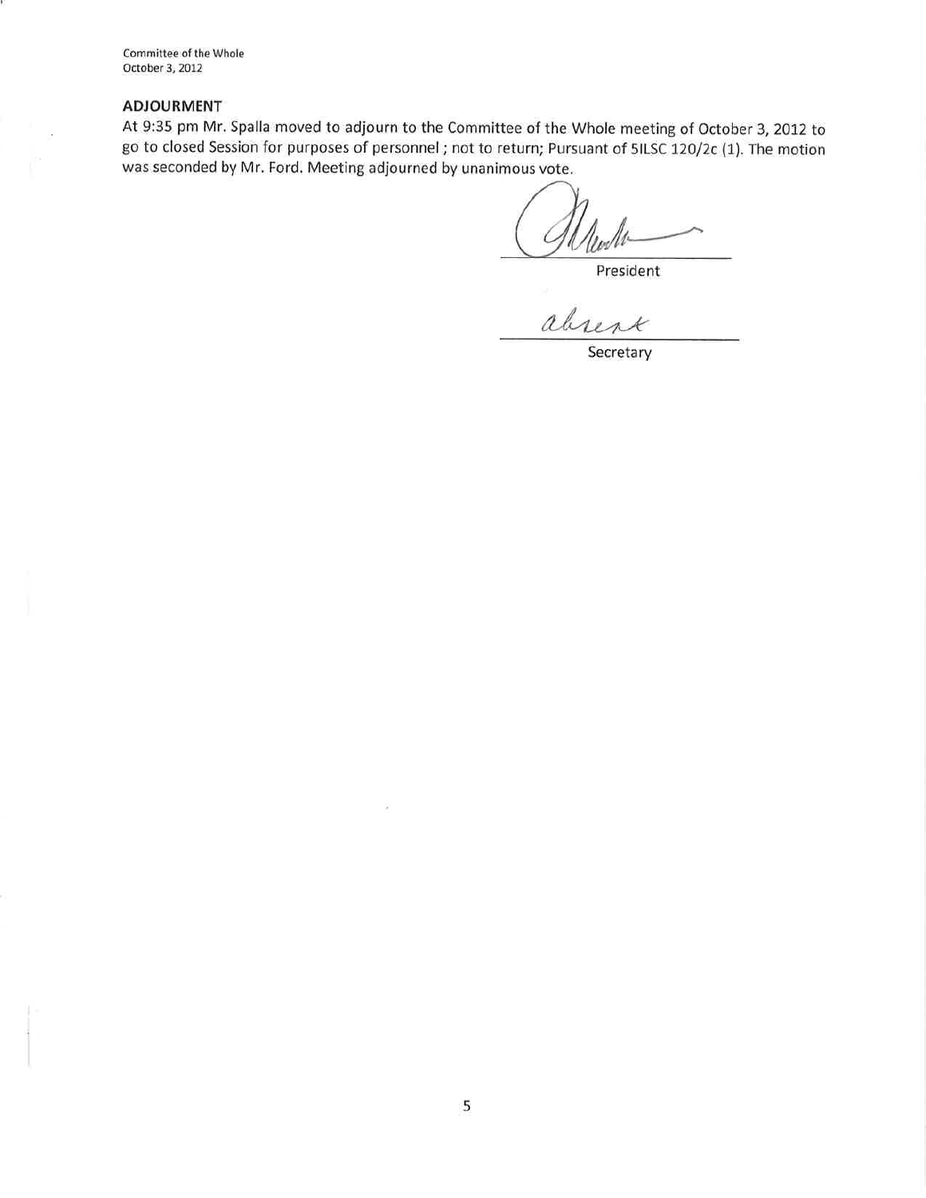## ADJOURMENT

At 9:35 pm Mr. Spalla moved to adjourn to the Committee of the Whole meeting of October 3, 2012 to go to closed Session for purposes of personnel ; not to return; Pursuant of 5ILSC 120/2c (1). The motion was seconded by Mr. Ford. Meeting adjourned by unanimous vote.

President

absent

Secretary